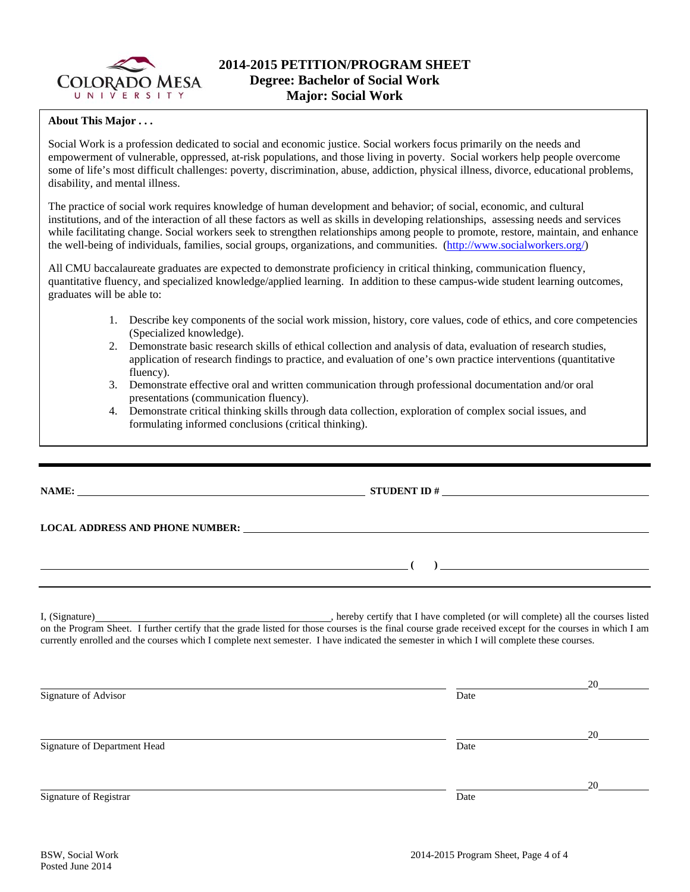# 2014-2015 PETITION/PROGRAM SHEET
## Degree: Bachelor of Social Work
## Major: Social Work

**About This Major . . .**

Social Work is a profession dedicated to social and economic justice. Social workers focus primarily on the needs and empowerment of vulnerable, oppressed, at-risk populations, and those living in poverty. Social workers help people overcome some of life's most difficult challenges: poverty, discrimination, abuse, addiction, physical illness, divorce, educational problems, disability, and mental illness.

The practice of social work requires knowledge of human development and behavior; of social, economic, and cultural institutions, and of the interaction of all these factors as well as skills in developing relationships, assessing needs and services while facilitating change. Social workers seek to strengthen relationships among people to promote, restore, maintain, and enhance the well-being of individuals, families, social groups, organizations, and communities. (http://www.socialworkers.org/)

All CMU baccalaureate graduates are expected to demonstrate proficiency in critical thinking, communication fluency, quantitative fluency, and specialized knowledge/applied learning. In addition to these campus-wide student learning outcomes, graduates will be able to:

1. Describe key components of the social work mission, history, core values, code of ethics, and core competencies (Specialized knowledge).
2. Demonstrate basic research skills of ethical collection and analysis of data, evaluation of research studies, application of research findings to practice, and evaluation of one's own practice interventions (quantitative fluency).
3. Demonstrate effective oral and written communication through professional documentation and/or oral presentations (communication fluency).
4. Demonstrate critical thinking skills through data collection, exploration of complex social issues, and formulating informed conclusions (critical thinking).

---

**NAME:** ______________________________ **STUDENT ID #** ______________________________

**LOCAL ADDRESS AND PHONE NUMBER:** ______________________________

______________________________ **( )** ______________________________

---

I, (Signature) ______________________________, hereby certify that I have completed (or will complete) all the courses listed on the Program Sheet. I further certify that the grade listed for those courses is the final course grade received except for the courses in which I am currently enrolled and the courses which I complete next semester. I have indicated the semester in which I will complete these courses.

______________________________ ______________ 20______
Signature of Advisor Date

______________________________ ______________ 20______
Signature of Department Head Date

______________________________ ______________ 20______
Signature of Registrar Date

BSW, Social Work
Posted June 2014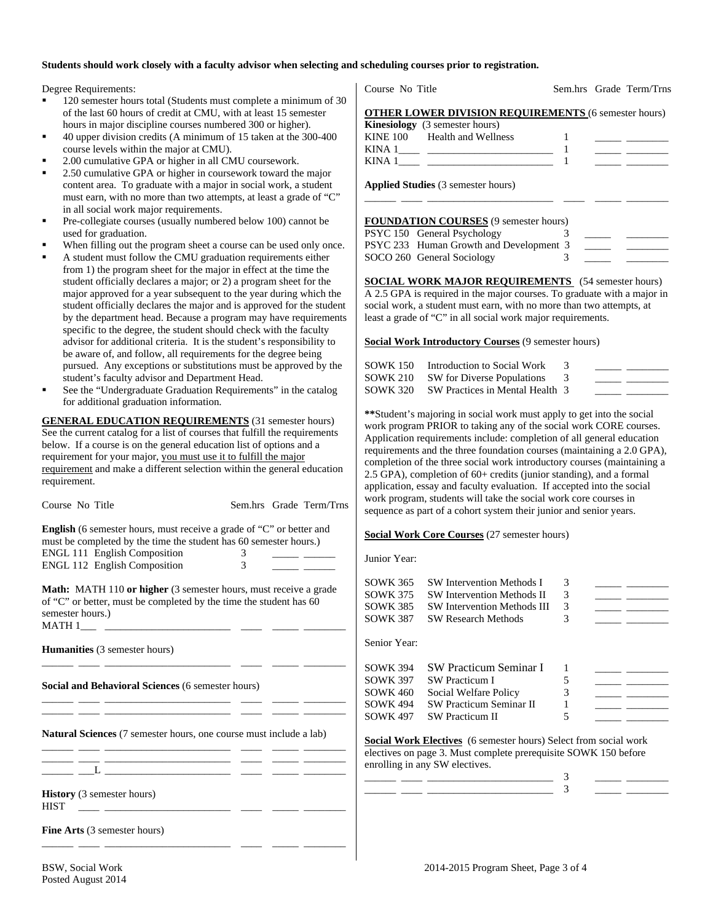**Students should work closely with a faculty advisor when selecting and scheduling courses prior to registration.**

Degree Requirements:

- 120 semester hours total (Students must complete a minimum of 30 of the last 60 hours of credit at CMU, with at least 15 semester hours in major discipline courses numbered 300 or higher).
- 40 upper division credits (A minimum of 15 taken at the 300-400 course levels within the major at CMU).
- 2.00 cumulative GPA or higher in all CMU coursework.
- 2.50 cumulative GPA or higher in coursework toward the major content area. To graduate with a major in social work, a student must earn, with no more than two attempts, at least a grade of "C" in all social work major requirements.
- Pre-collegiate courses (usually numbered below 100) cannot be used for graduation.
- When filling out the program sheet a course can be used only once.
- A student must follow the CMU graduation requirements either from 1) the program sheet for the major in effect at the time the student officially declares a major; or 2) a program sheet for the major approved for a year subsequent to the year during which the student officially declares the major and is approved for the student by the department head. Because a program may have requirements specific to the degree, the student should check with the faculty advisor for additional criteria. It is the student's responsibility to be aware of, and follow, all requirements for the degree being pursued. Any exceptions or substitutions must be approved by the student's faculty advisor and Department Head.
- See the "Undergraduate Graduation Requirements" in the catalog for additional graduation information.

**GENERAL EDUCATION REQUIREMENTS** (31 semester hours) See the current catalog for a list of courses that fulfill the requirements below. If a course is on the general education list of options and a requirement for your major, you must use it to fulfill the major requirement and make a different selection within the general education requirement.

| Course No | Title | Sem.hrs | Grade | Term/Trns |
|---|---|---|---|---|

**English** (6 semester hours, must receive a grade of "C" or better and must be completed by the time the student has 60 semester hours.)

| Course No | Title | Sem.hrs | Grade | Term/Trns |
|---|---|---|---|---|
| ENGL 111 | English Composition | 3 | _____ | ______ |
| ENGL 112 | English Composition | 3 | _____ | ______ |

**Math:** MATH 110 **or higher** (3 semester hours, must receive a grade of "C" or better, must be completed by the time the student has 60 semester hours.)

MATH 1___ _______________________ ____ _____ ________

**Humanities** (3 semester hours)

______ ____ _______________________ ____ _____ ________

**Social and Behavioral Sciences** (6 semester hours)

______ ____ _______________________ ____ _____ ________
______ ____ _______________________ ____ _____ ________

**Natural Sciences** (7 semester hours, one course must include a lab)

______ ____ _______________________ ____ _____ ________
______ ____ _______________________ ____ _____ ________
______ ___L _______________________ ____ _____ ________

**History** (3 semester hours)

HIST ____ _______________________ ____ _____ ________

**Fine Arts** (3 semester hours)

______ ____ _______________________ ____ _____ ________

| Course No | Title | Sem.hrs | Grade | Term/Trns |
|---|---|---|---|---|

**OTHER LOWER DIVISION REQUIREMENTS** (6 semester hours)

**Kinesiology** (3 semester hours)

| Course No | Title | Sem.hrs | Grade | Term/Trns |
|---|---|---|---|---|
| KINE 100 | Health and Wellness | 1 | _____ | ________ |
| KINA 1____ | _______________________ | 1 | _____ | ________ |
| KINA 1____ | _______________________ | 1 | _____ | ________ |

**Applied Studies** (3 semester hours)

______ ____ _______________________ ____ _____ ________

**FOUNDATION COURSES** (9 semester hours)

| Course No | Title | Sem.hrs | Grade | Term/Trns |
|---|---|---|---|---|
| PSYC 150 | General Psychology | 3 | _____ | ________ |
| PSYC 233 | Human Growth and Development | 3 | _____ | ________ |
| SOCO 260 | General Sociology | 3 | _____ | ________ |

**SOCIAL WORK MAJOR REQUIREMENTS** (54 semester hours) A 2.5 GPA is required in the major courses. To graduate with a major in social work, a student must earn, with no more than two attempts, at least a grade of "C" in all social work major requirements.

**Social Work Introductory Courses** (9 semester hours)

| Course No | Title | Sem.hrs | Grade | Term/Trns |
|---|---|---|---|---|
| SOWK 150 | Introduction to Social Work | 3 | _____ | ________ |
| SOWK 210 | SW for Diverse Populations | 3 | _____ | ________ |
| SOWK 320 | SW Practices in Mental Health | 3 | _____ | ________ |

**Student's majoring in social work must apply to get into the social work program PRIOR to taking any of the social work CORE courses. Application requirements include: completion of all general education requirements and the three foundation courses (maintaining a 2.0 GPA), completion of the three social work introductory courses (maintaining a 2.5 GPA), completion of 60+ credits (junior standing), and a formal application, essay and faculty evaluation. If accepted into the social work program, students will take the social work core courses in sequence as part of a cohort system their junior and senior years.

**Social Work Core Courses** (27 semester hours)

Junior Year:

| Course No | Title | Sem.hrs | Grade | Term/Trns |
|---|---|---|---|---|
| SOWK 365 | SW Intervention Methods I | 3 | _____ | ________ |
| SOWK 375 | SW Intervention Methods II | 3 | _____ | ________ |
| SOWK 385 | SW Intervention Methods III | 3 | _____ | ________ |
| SOWK 387 | SW Research Methods | 3 | _____ | ________ |

Senior Year:

| Course No | Title | Sem.hrs | Grade | Term/Trns |
|---|---|---|---|---|
| SOWK 394 | SW Practicum Seminar I | 1 | _____ | ________ |
| SOWK 397 | SW Practicum I | 5 | _____ | ________ |
| SOWK 460 | Social Welfare Policy | 3 | _____ | ________ |
| SOWK 494 | SW Practicum Seminar II | 1 | _____ | ________ |
| SOWK 497 | SW Practicum II | 5 | _____ | ________ |

**Social Work Electives** (6 semester hours) Select from social work electives on page 3. Must complete prerequisite SOWK 150 before enrolling in any SW electives.

| Course No | Title | Sem.hrs | Grade | Term/Trns |
|---|---|---|---|---|
| ______ ____ | _______________________ | 3 | _____ | ________ |
| ______ ____ | _______________________ | 3 | _____ | ________ |

BSW, Social Work
Posted August 2014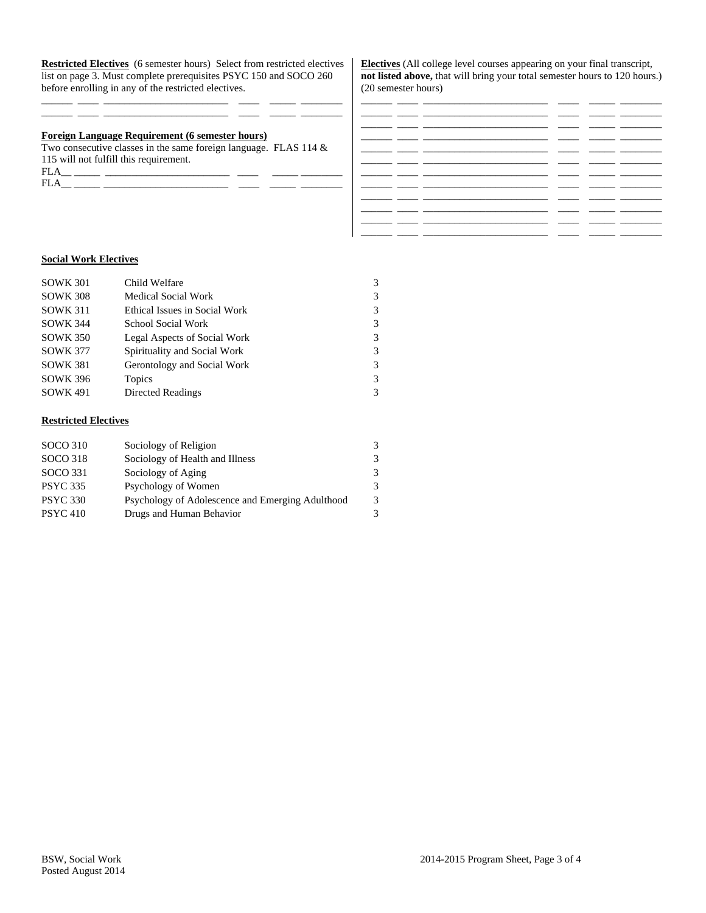**Restricted Electives** (6 semester hours) Select from restricted electives list on page 3. Must complete prerequisites PSYC 150 and SOCO 260 before enrolling in any of the restricted electives.

______ ____ ______________________ ____ _____ ________
______ ____ ______________________ ____ _____ ________

**Foreign Language Requirement (6 semester hours)**
Two consecutive classes in the same foreign language. FLAS 114 & 115 will not fulfill this requirement.

FLA__ _____ ______________________ ____ _____ ________
FLA__ _____ ______________________ ____ _____ ________

**Electives** (All college level courses appearing on your final transcript, **not listed above,** that will bring your total semester hours to 120 hours.) (20 semester hours)

______ ____ ______________________ ____ _____ ________
______ ____ ______________________ ____ _____ ________
______ ____ ______________________ ____ _____ ________
______ ____ ______________________ ____ _____ ________
______ ____ ______________________ ____ _____ ________
______ ____ ______________________ ____ _____ ________
______ ____ ______________________ ____ _____ ________
______ ____ ______________________ ____ _____ ________
______ ____ ______________________ ____ _____ ________
______ ____ ______________________ ____ _____ ________

**Social Work Electives**

| | | |
|---|---|---|
| SOWK 301 | Child Welfare | 3 |
| SOWK 308 | Medical Social Work | 3 |
| SOWK 311 | Ethical Issues in Social Work | 3 |
| SOWK 344 | School Social Work | 3 |
| SOWK 350 | Legal Aspects of Social Work | 3 |
| SOWK 377 | Spirituality and Social Work | 3 |
| SOWK 381 | Gerontology and Social Work | 3 |
| SOWK 396 | Topics | 3 |
| SOWK 491 | Directed Readings | 3 |

**Restricted Electives**

| | | |
|---|---|---|
| SOCO 310 | Sociology of Religion | 3 |
| SOCO 318 | Sociology of Health and Illness | 3 |
| SOCO 331 | Sociology of Aging | 3 |
| PSYC 335 | Psychology of Women | 3 |
| PSYC 330 | Psychology of Adolescence and Emerging Adulthood | 3 |
| PSYC 410 | Drugs and Human Behavior | 3 |

BSW, Social Work
Posted August 2014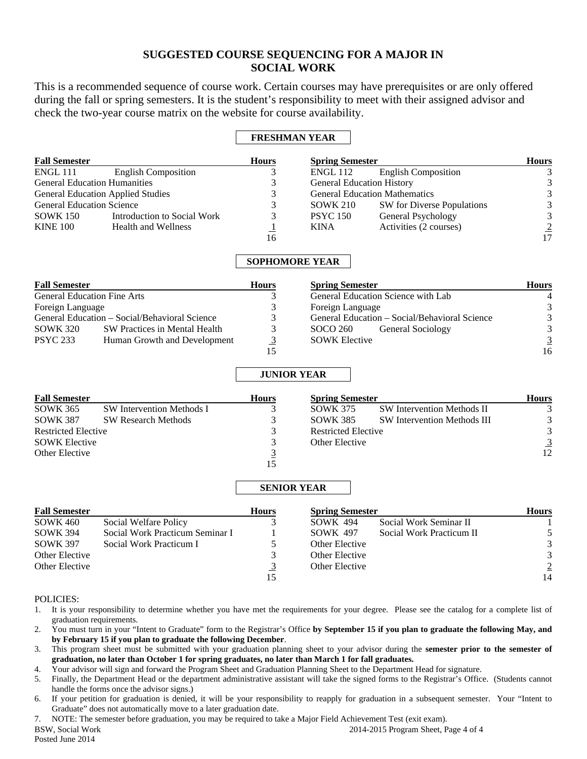# SUGGESTED COURSE SEQUENCING FOR A MAJOR IN SOCIAL WORK

This is a recommended sequence of course work. Certain courses may have prerequisites or are only offered during the fall or spring semesters. It is the student's responsibility to meet with their assigned advisor and check the two-year course matrix on the website for course availability.

## FRESHMAN YEAR

| Fall Semester | | Hours | Spring Semester | | Hours |
|---|---|---|---|---|---|
| ENGL 111 | English Composition | 3 | ENGL 112 | English Composition | 3 |
| General Education Humanities | | 3 | General Education History | | 3 |
| General Education Applied Studies | | 3 | General Education Mathematics | | 3 |
| General Education Science | | 3 | SOWK 210 | SW for Diverse Populations | 3 |
| SOWK 150 | Introduction to Social Work | 3 | PSYC 150 | General Psychology | 3 |
| KINE 100 | Health and Wellness | 1 | KINA | Activities (2 courses) | 2 |
| | | 16 | | | 17 |

## SOPHOMORE YEAR

| Fall Semester | | Hours | Spring Semester | | Hours |
|---|---|---|---|---|---|
| General Education Fine Arts | | 3 | General Education Science with Lab | | 4 |
| Foreign Language | | 3 | Foreign Language | | 3 |
| General Education – Social/Behavioral Science | | 3 | General Education – Social/Behavioral Science | | 3 |
| SOWK 320 | SW Practices in Mental Health | 3 | SOCO 260 | General Sociology | 3 |
| PSYC 233 | Human Growth and Development | 3 | SOWK Elective | | 3 |
| | | 15 | | | 16 |

## JUNIOR YEAR

| Fall Semester | | Hours | Spring Semester | | Hours |
|---|---|---|---|---|---|
| SOWK 365 | SW Intervention Methods I | 3 | SOWK 375 | SW Intervention Methods II | 3 |
| SOWK 387 | SW Research Methods | 3 | SOWK 385 | SW Intervention Methods III | 3 |
| Restricted Elective | | 3 | Restricted Elective | | 3 |
| SOWK Elective | | 3 | Other Elective | | 3 |
| Other Elective | | 3 | | | 12 |
| | | 15 | | | |

## SENIOR YEAR

| Fall Semester | | Hours | Spring Semester | | Hours |
|---|---|---|---|---|---|
| SOWK 460 | Social Welfare Policy | 3 | SOWK 494 | Social Work Seminar II | 1 |
| SOWK 394 | Social Work Practicum Seminar I | 1 | SOWK 497 | Social Work Practicum II | 5 |
| SOWK 397 | Social Work Practicum I | 5 | Other Elective | | 3 |
| Other Elective | | 3 | Other Elective | | 3 |
| Other Elective | | 3 | Other Elective | | 2 |
| | | 15 | | | 14 |

POLICIES:

1. It is your responsibility to determine whether you have met the requirements for your degree. Please see the catalog for a complete list of graduation requirements.
2. You must turn in your "Intent to Graduate" form to the Registrar's Office **by September 15 if you plan to graduate the following May, and by February 15 if you plan to graduate the following December**.
3. This program sheet must be submitted with your graduation planning sheet to your advisor during the **semester prior to the semester of graduation, no later than October 1 for spring graduates, no later than March 1 for fall graduates.**
4. Your advisor will sign and forward the Program Sheet and Graduation Planning Sheet to the Department Head for signature.
5. Finally, the Department Head or the department administrative assistant will take the signed forms to the Registrar's Office. (Students cannot handle the forms once the advisor signs.)
6. If your petition for graduation is denied, it will be your responsibility to reapply for graduation in a subsequent semester. Your "Intent to Graduate" does not automatically move to a later graduation date.
7. NOTE: The semester before graduation, you may be required to take a Major Field Achievement Test (exit exam).

BSW, Social Work
Posted June 2014